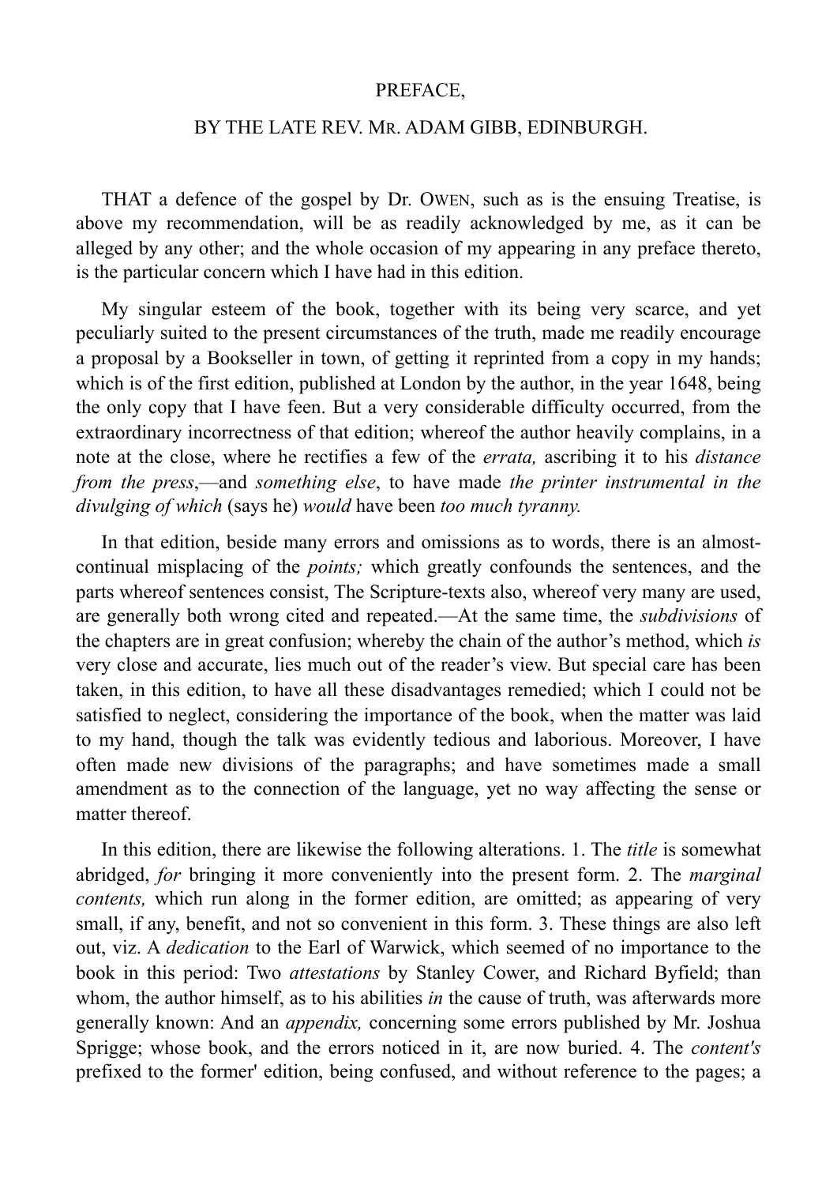# PREFACE,

## BY THE LATE REV. MR. ADAM GIBB, EDINBURGH.

THAT a defence of the gospel by Dr. OWEN, such as is the ensuing Treatise, is above my recommendation, will be as readily acknowledged by me, as it can be alleged by any other; and the whole occasion of my appearing in any preface thereto, is the particular concern which I have had in this edition.

My singular esteem of the book, together with its being very scarce, and yet peculiarly suited to the present circumstances of the truth, made me readily encourage a proposal by a Bookseller in town, of getting it reprinted from a copy in my hands; which is of the first edition, published at London by the author, in the year 1648, being the only copy that I have feen. But a very considerable difficulty occurred, from the extraordinary incorrectness of that edition; whereof the author heavily complains, in a note at the close, where he rectifies a few of the *errata,* ascribing it to his *distance from the press*,—and *something else*, to have made *the printer instrumental in the divulging of which* (says he) *would* have been *too much tyranny.*

In that edition, beside many errors and omissions as to words, there is an almost-continual misplacing of the *points;* which greatly confounds the sentences, and the parts whereof sentences consist, The Scripture-texts also, whereof very many are used, are generally both wrong cited and repeated.—At the same time, the *subdivisions* of the chapters are in great confusion; whereby the chain of the author's method, which *is* very close and accurate, lies much out of the reader's view. But special care has been taken, in this edition, to have all these disadvantages remedied; which I could not be satisfied to neglect, considering the importance of the book, when the matter was laid to my hand, though the talk was evidently tedious and laborious. Moreover, I have often made new divisions of the paragraphs; and have sometimes made a small amendment as to the connection of the language, yet no way affecting the sense or matter thereof.

In this edition, there are likewise the following alterations. 1. The *title* is somewhat abridged, *for* bringing it more conveniently into the present form. 2. The *marginal contents,* which run along in the former edition, are omitted; as appearing of very small, if any, benefit, and not so convenient in this form. 3. These things are also left out, viz. A *dedication* to the Earl of Warwick, which seemed of no importance to the book in this period: Two *attestations* by Stanley Cower, and Richard Byfield; than whom, the author himself, as to his abilities *in* the cause of truth, was afterwards more generally known: And an *appendix,* concerning some errors published by Mr. Joshua Sprigge; whose book, and the errors noticed in it, are now buried. 4. The *content's* prefixed to the former' edition, being confused, and without reference to the pages; a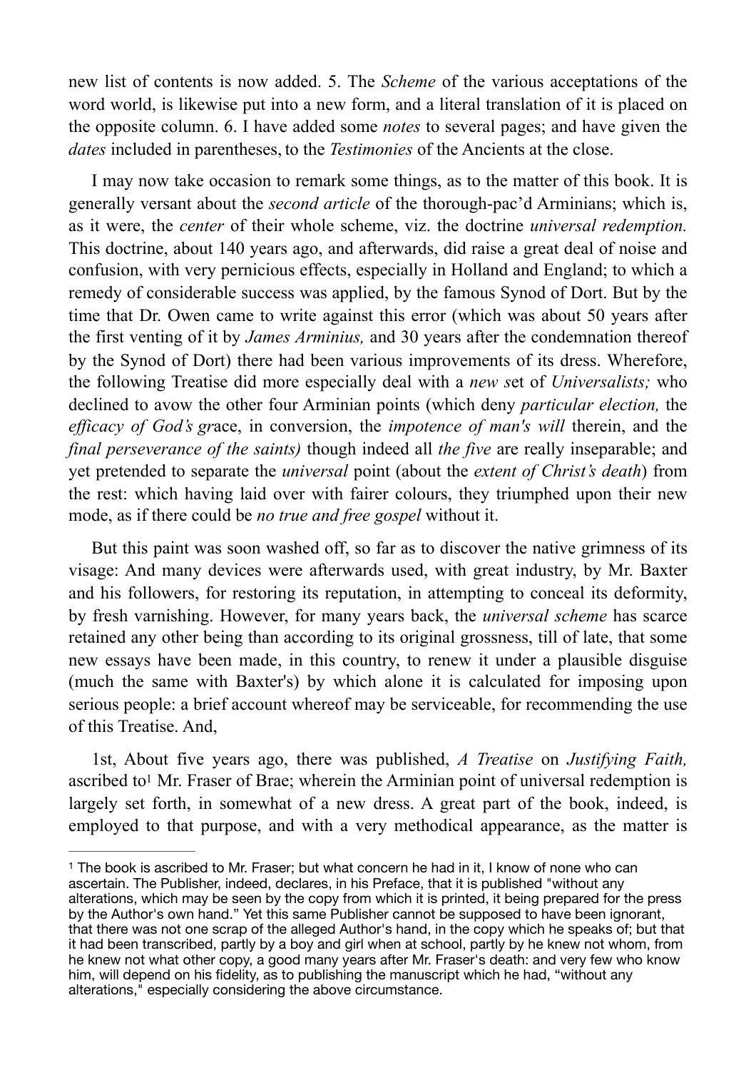new list of contents is now added. 5. The *Scheme* of the various acceptations of the word world, is likewise put into a new form, and a literal translation of it is placed on the opposite column. 6. I have added some *notes* to several pages; and have given the *dates* included in parentheses, to the *Testimonies* of the Ancients at the close.

I may now take occasion to remark some things, as to the matter of this book. It is generally versant about the *second article* of the thorough-pac'd Arminians; which is, as it were, the *center* of their whole scheme, viz. the doctrine *universal redemption.* This doctrine, about 140 years ago, and afterwards, did raise a great deal of noise and confusion, with very pernicious effects, especially in Holland and England; to which a remedy of considerable success was applied, by the famous Synod of Dort. But by the time that Dr. Owen came to write against this error (which was about 50 years after the first venting of it by *James Arminius,* and 30 years after the condemnation thereof by the Synod of Dort) there had been various improvements of its dress. Wherefore, the following Treatise did more especially deal with a *new s*et of *Universalists;* who declined to avow the other four Arminian points (which deny *particular election,* the *efficacy of God's gr*ace, in conversion, the *impotence of man's will* therein, and the *final perseverance of the saints)* though indeed all *the five* are really inseparable; and yet pretended to separate the *universal* point (about the *extent of Christ's death*) from the rest: which having laid over with fairer colours, they triumphed upon their new mode, as if there could be *no true and free gospel* without it.

But this paint was soon washed off, so far as to discover the native grimness of its visage: And many devices were afterwards used, with great industry, by Mr. Baxter and his followers, for restoring its reputation, in attempting to conceal its deformity, by fresh varnishing. However, for many years back, the *universal scheme* has scarce retained any other being than according to its original grossness, till of late, that some new essays have been made, in this country, to renew it under a plausible disguise (much the same with Baxter's) by which alone it is calculated for imposing upon serious people: a brief account whereof may be serviceable, for recommending the use of this Treatise. And,

1st, About five years ago, there was published, *A Treatise* on *Justifying Faith,* ascribed to[1] Mr. Fraser of Brae; wherein the Arminian point of universal redemption is largely set forth, in somewhat of a new dress. A great part of the book, indeed, is employed to that purpose, and with a very methodical appearance, as the matter is

---

[1] The book is ascribed to Mr. Fraser; but what concern he had in it, I know of none who can ascertain. The Publisher, indeed, declares, in his Preface, that it is published "without any alterations, which may be seen by the copy from which it is printed, it being prepared for the press by the Author's own hand." Yet this same Publisher cannot be supposed to have been ignorant, that there was not one scrap of the alleged Author's hand, in the copy which he speaks of; but that it had been transcribed, partly by a boy and girl when at school, partly by he knew not whom, from he knew not what other copy, a good many years after Mr. Fraser's death: and very few who know him, will depend on his fidelity, as to publishing the manuscript which he had, "without any alterations," especially considering the above circumstance.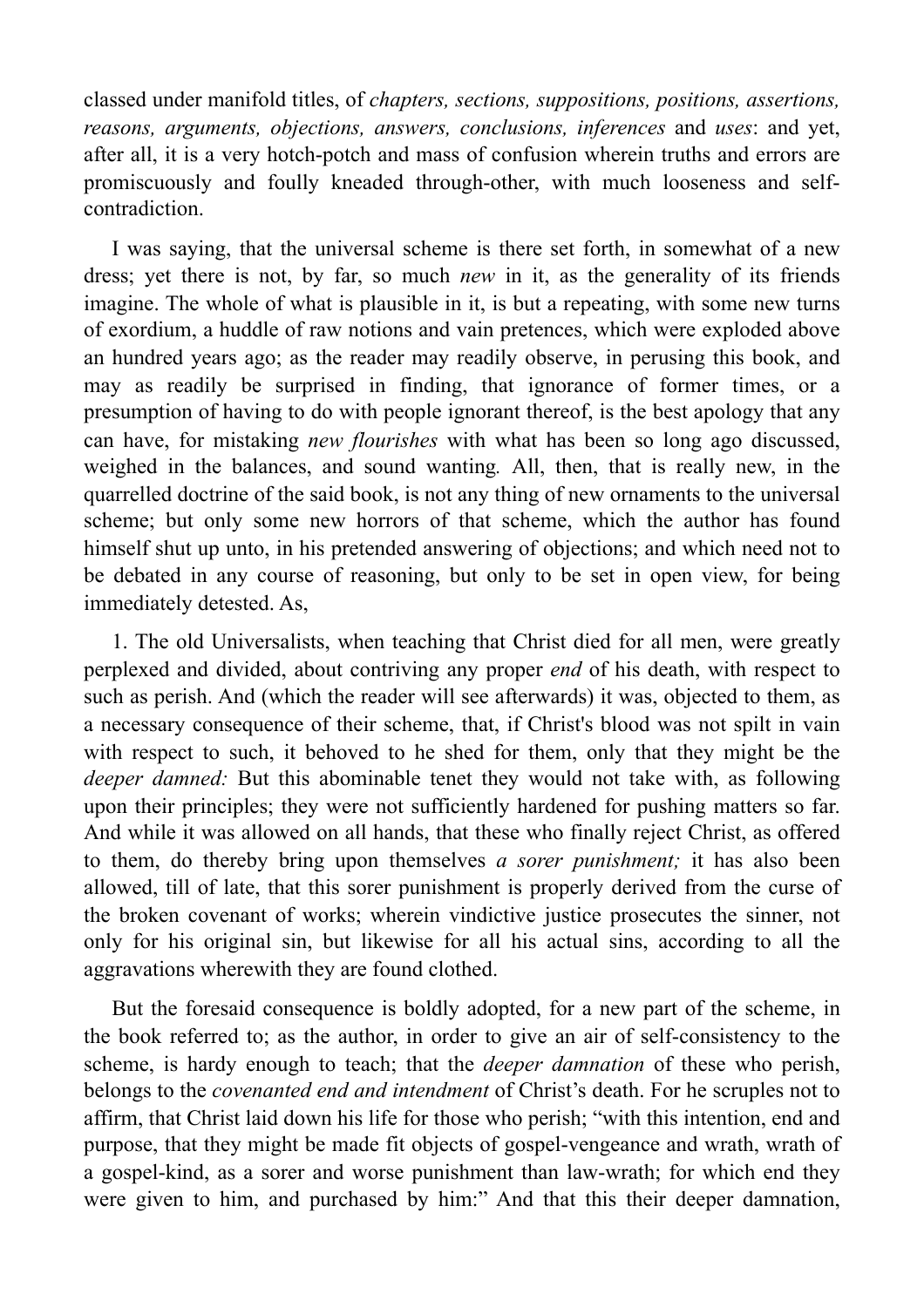classed under manifold titles, of *chapters, sections, suppositions, positions, assertions, reasons, arguments, objections, answers, conclusions, inferences* and *uses*: and yet, after all, it is a very hotch-potch and mass of confusion wherein truths and errors are promiscuously and foully kneaded through-other, with much looseness and self-contradiction.

I was saying, that the universal scheme is there set forth, in somewhat of a new dress; yet there is not, by far, so much *new* in it, as the generality of its friends imagine. The whole of what is plausible in it, is but a repeating, with some new turns of exordium, a huddle of raw notions and vain pretences, which were exploded above an hundred years ago; as the reader may readily observe, in perusing this book, and may as readily be surprised in finding, that ignorance of former times, or a presumption of having to do with people ignorant thereof, is the best apology that any can have, for mistaking *new flourishes* with what has been so long ago discussed, weighed in the balances, and sound wanting. All, then, that is really new, in the quarrelled doctrine of the said book, is not any thing of new ornaments to the universal scheme; but only some new horrors of that scheme, which the author has found himself shut up unto, in his pretended answering of objections; and which need not to be debated in any course of reasoning, but only to be set in open view, for being immediately detested. As,

1. The old Universalists, when teaching that Christ died for all men, were greatly perplexed and divided, about contriving any proper *end* of his death, with respect to such as perish. And (which the reader will see afterwards) it was, objected to them, as a necessary consequence of their scheme, that, if Christ's blood was not spilt in vain with respect to such, it behoved to he shed for them, only that they might be the *deeper damned:* But this abominable tenet they would not take with, as following upon their principles; they were not sufficiently hardened for pushing matters so far. And while it was allowed on all hands, that these who finally reject Christ, as offered to them, do thereby bring upon themselves *a sorer punishment;* it has also been allowed, till of late, that this sorer punishment is properly derived from the curse of the broken covenant of works; wherein vindictive justice prosecutes the sinner, not only for his original sin, but likewise for all his actual sins, according to all the aggravations wherewith they are found clothed.

But the foresaid consequence is boldly adopted, for a new part of the scheme, in the book referred to; as the author, in order to give an air of self-consistency to the scheme, is hardy enough to teach; that the *deeper damnation* of these who perish, belongs to the *covenanted end and intendment* of Christ's death. For he scruples not to affirm, that Christ laid down his life for those who perish; "with this intention, end and purpose, that they might be made fit objects of gospel-vengeance and wrath, wrath of a gospel-kind, as a sorer and worse punishment than law-wrath; for which end they were given to him, and purchased by him:" And that this their deeper damnation,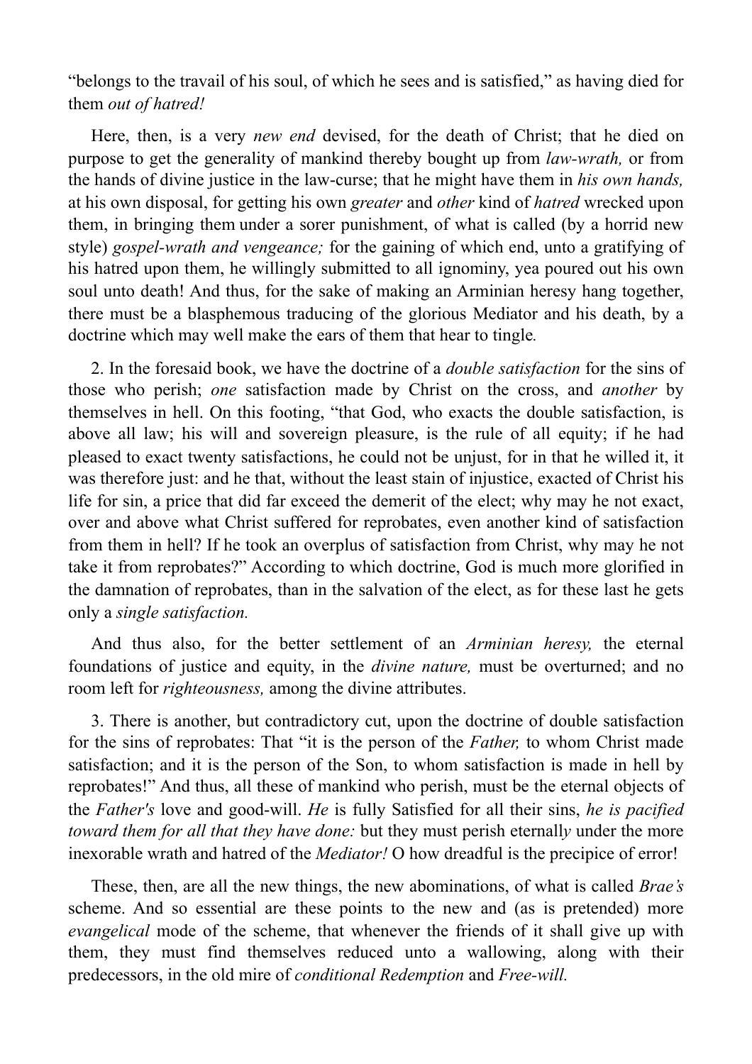"belongs to the travail of his soul, of which he sees and is satisfied," as having died for them *out of hatred!*

Here, then, is a very *new end* devised, for the death of Christ; that he died on purpose to get the generality of mankind thereby bought up from *law-wrath,* or from the hands of divine justice in the law-curse; that he might have them in *his own hands,* at his own disposal, for getting his own *greater* and *other* kind of *hatred* wrecked upon them, in bringing them under a sorer punishment, of what is called (by a horrid new style) *gospel-wrath and vengeance;* for the gaining of which end, unto a gratifying of his hatred upon them, he willingly submitted to all ignominy, yea poured out his own soul unto death! And thus, for the sake of making an Arminian heresy hang together, there must be a blasphemous traducing of the glorious Mediator and his death, by a doctrine which may well make the ears of them that hear to tingle.

2. In the foresaid book, we have the doctrine of a *double satisfaction* for the sins of those who perish; *one* satisfaction made by Christ on the cross, and *another* by themselves in hell. On this footing, "that God, who exacts the double satisfaction, is above all law; his will and sovereign pleasure, is the rule of all equity; if he had pleased to exact twenty satisfactions, he could not be unjust, for in that he willed it, it was therefore just: and he that, without the least stain of injustice, exacted of Christ his life for sin, a price that did far exceed the demerit of the elect; why may he not exact, over and above what Christ suffered for reprobates, even another kind of satisfaction from them in hell? If he took an overplus of satisfaction from Christ, why may he not take it from reprobates?" According to which doctrine, God is much more glorified in the damnation of reprobates, than in the salvation of the elect, as for these last he gets only a *single satisfaction.*

And thus also, for the better settlement of an *Arminian heresy,* the eternal foundations of justice and equity, in the *divine nature,* must be overturned; and no room left for *righteousness,* among the divine attributes.

3. There is another, but contradictory cut, upon the doctrine of double satisfaction for the sins of reprobates: That "it is the person of the *Father,* to whom Christ made satisfaction; and it is the person of the Son, to whom satisfaction is made in hell by reprobates!" And thus, all these of mankind who perish, must be the eternal objects of the *Father's* love and good-will. *He* is fully Satisfied for all their sins, *he is pacified toward them for all that they have done:* but they must perish eternally under the more inexorable wrath and hatred of the *Mediator!* O how dreadful is the precipice of error!

These, then, are all the new things, the new abominations, of what is called *Brae's* scheme. And so essential are these points to the new and (as is pretended) more *evangelical* mode of the scheme, that whenever the friends of it shall give up with them, they must find themselves reduced unto a wallowing, along with their predecessors, in the old mire of *conditional Redemption* and *Free-will.*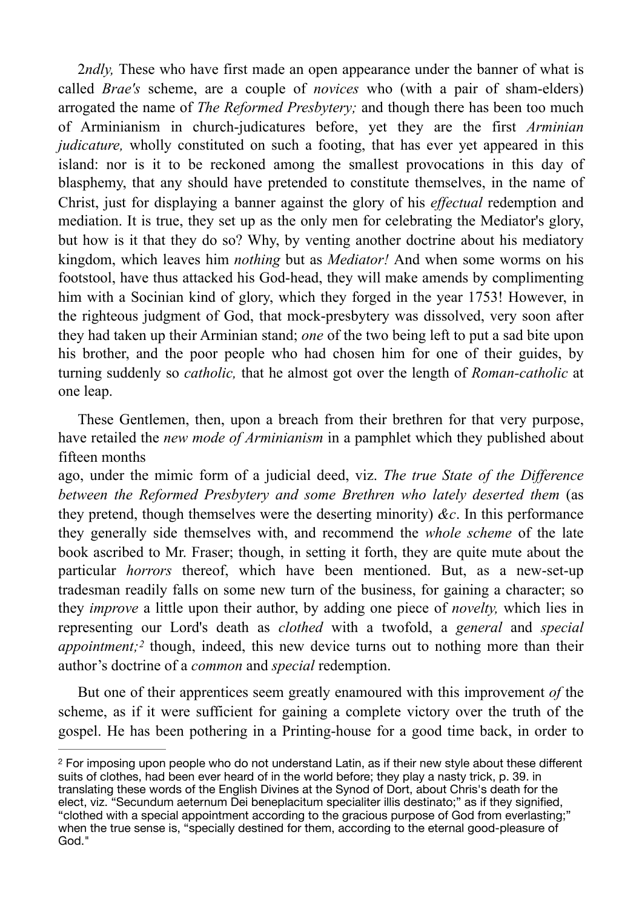2*ndly,* These who have first made an open appearance under the banner of what is called *Brae's* scheme, are a couple of *novices* who (with a pair of sham-elders) arrogated the name of *The Reformed Presbytery;* and though there has been too much of Arminianism in church-judicatures before, yet they are the first *Arminian judicature,* wholly constituted on such a footing, that has ever yet appeared in this island: nor is it to be reckoned among the smallest provocations in this day of blasphemy, that any should have pretended to constitute themselves, in the name of Christ, just for displaying a banner against the glory of his *effectual* redemption and mediation. It is true, they set up as the only men for celebrating the Mediator's glory, but how is it that they do so? Why, by venting another doctrine about his mediatory kingdom, which leaves him *nothing* but as *Mediator!* And when some worms on his footstool, have thus attacked his God-head, they will make amends by complimenting him with a Socinian kind of glory, which they forged in the year 1753! However, in the righteous judgment of God, that mock-presbytery was dissolved, very soon after they had taken up their Arminian stand; *one* of the two being left to put a sad bite upon his brother, and the poor people who had chosen him for one of their guides, by turning suddenly so *catholic,* that he almost got over the length of *Roman-catholic* at one leap.

These Gentlemen, then, upon a breach from their brethren for that very purpose, have retailed the *new mode of Arminianism* in a pamphlet which they published about fifteen months ago, under the mimic form of a judicial deed, viz. *The true State of the Difference between the Reformed Presbytery and some Brethren who lately deserted them* (as they pretend, though themselves were the deserting minority) *&c*. In this performance they generally side themselves with, and recommend the *whole scheme* of the late book ascribed to Mr. Fraser; though, in setting it forth, they are quite mute about the particular *horrors* thereof, which have been mentioned. But, as a new-set-up tradesman readily falls on some new turn of the business, for gaining a character; so they *improve* a little upon their author, by adding one piece of *novelty,* which lies in representing our Lord's death as *clothed* with a twofold, a *general* and *special appointment;*[2] though, indeed, this new device turns out to nothing more than their author's doctrine of a *common* and *special* redemption.

But one of their apprentices seem greatly enamoured with this improvement *of* the scheme, as if it were sufficient for gaining a complete victory over the truth of the gospel. He has been pothering in a Printing-house for a good time back, in order to

[2] For imposing upon people who do not understand Latin, as if their new style about these different suits of clothes, had been ever heard of in the world before; they play a nasty trick, p. 39. in translating these words of the English Divines at the Synod of Dort, about Chris's death for the elect, viz. "Secundum aeternum Dei beneplacitum specialiter illis destinato;" as if they signified, "clothed with a special appointment according to the gracious purpose of God from everlasting;" when the true sense is, "specially destined for them, according to the eternal good-pleasure of God."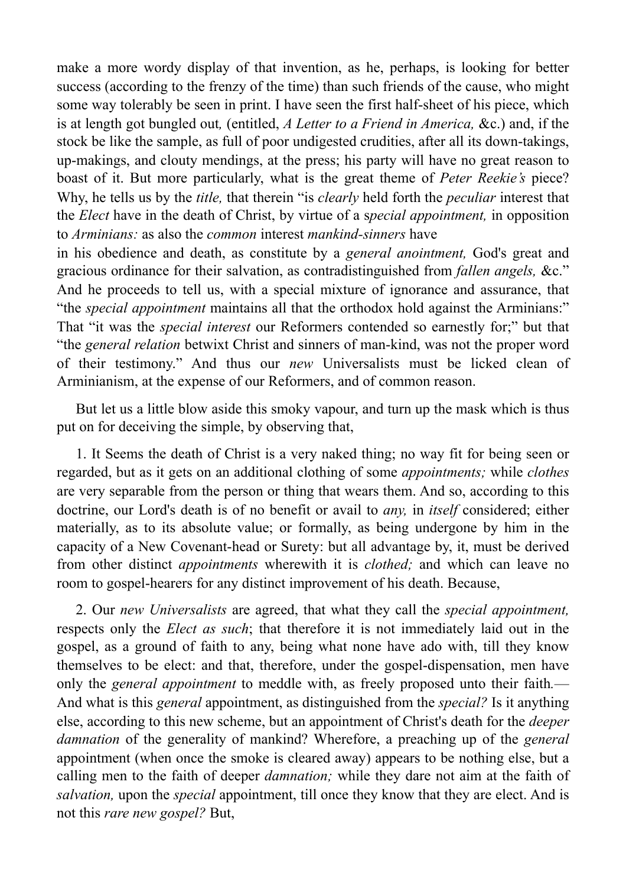make a more wordy display of that invention, as he, perhaps, is looking for better success (according to the frenzy of the time) than such friends of the cause, who might some way tolerably be seen in print. I have seen the first half-sheet of his piece, which is at length got bungled out*,* (entitled, *A Letter to a Friend in America,* &c.) and, if the stock be like the sample, as full of poor undigested crudities, after all its down-takings, up-makings, and clouty mendings, at the press; his party will have no great reason to boast of it. But more particularly, what is the great theme of *Peter Reekie's* piece? Why, he tells us by the *title,* that therein "is *clearly* held forth the *peculiar* interest that the *Elect* have in the death of Christ, by virtue of a s*pecial appointment,* in opposition to *Arminians:* as also the *common* interest *mankind-sinners* have in his obedience and death, as constitute by a *general anointment,* God's great and gracious ordinance for their salvation, as contradistinguished from *fallen angels,* &c." And he proceeds to tell us, with a special mixture of ignorance and assurance, that "the *special appointment* maintains all that the orthodox hold against the Arminians:" That "it was the *special interest* our Reformers contended so earnestly for;" but that "the *general relation* betwixt Christ and sinners of man-kind, was not the proper word of their testimony." And thus our *new* Universalists must be licked clean of Arminianism, at the expense of our Reformers, and of common reason.

But let us a little blow aside this smoky vapour, and turn up the mask which is thus put on for deceiving the simple, by observing that,

1. It Seems the death of Christ is a very naked thing; no way fit for being seen or regarded, but as it gets on an additional clothing of some *appointments;* while *clothes* are very separable from the person or thing that wears them. And so, according to this doctrine, our Lord's death is of no benefit or avail to *any,* in *itself* considered; either materially, as to its absolute value; or formally, as being undergone by him in the capacity of a New Covenant-head or Surety: but all advantage by, it, must be derived from other distinct *appointments* wherewith it is *clothed;* and which can leave no room to gospel-hearers for any distinct improvement of his death. Because,

2. Our *new Universalists* are agreed, that what they call the *special appointment,* respects only the *Elect as such*; that therefore it is not immediately laid out in the gospel, as a ground of faith to any, being what none have ado with, till they know themselves to be elect: and that, therefore, under the gospel-dispensation, men have only the *general appointment* to meddle with, as freely proposed unto their faith*.*— And what is this *general* appointment, as distinguished from the *special?* Is it anything else, according to this new scheme, but an appointment of Christ's death for the *deeper damnation* of the generality of mankind? Wherefore, a preaching up of the *general* appointment (when once the smoke is cleared away) appears to be nothing else, but a calling men to the faith of deeper *damnation;* while they dare not aim at the faith of *salvation,* upon the *special* appointment, till once they know that they are elect. And is not this *rare new gospel?* But,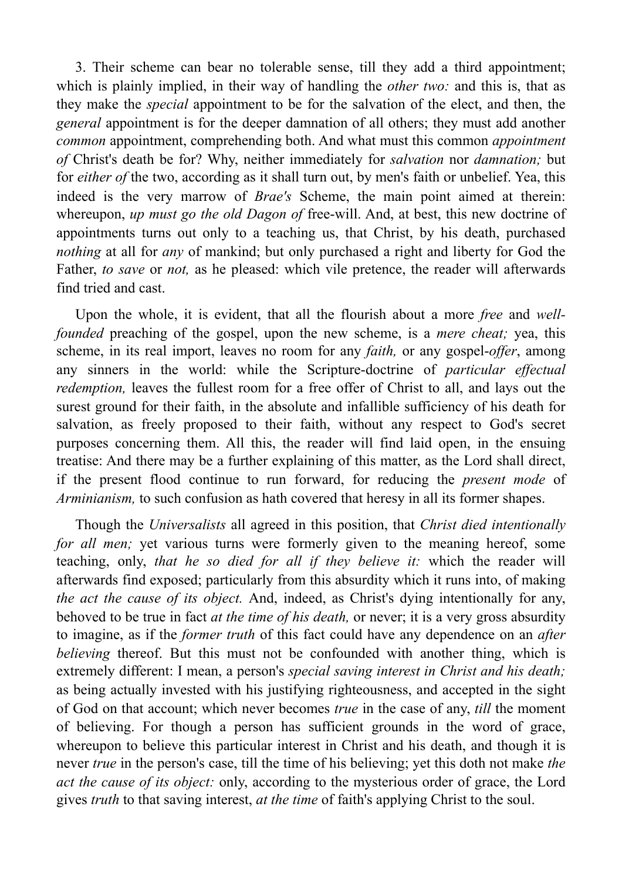3. Their scheme can bear no tolerable sense, till they add a third appointment; which is plainly implied, in their way of handling the *other two:* and this is, that as they make the *special* appointment to be for the salvation of the elect, and then, the *general* appointment is for the deeper damnation of all others; they must add another *common* appointment, comprehending both. And what must this common *appointment of* Christ's death be for? Why, neither immediately for *salvation* nor *damnation;* but for *either of* the two, according as it shall turn out, by men's faith or unbelief. Yea, this indeed is the very marrow of *Brae's* Scheme, the main point aimed at therein: whereupon, *up must go the old Dagon of* free-will. And, at best, this new doctrine of appointments turns out only to a teaching us, that Christ, by his death, purchased *nothing* at all for *any* of mankind; but only purchased a right and liberty for God the Father, *to save* or *not,* as he pleased: which vile pretence, the reader will afterwards find tried and cast.

Upon the whole, it is evident, that all the flourish about a more *free* and *well-founded* preaching of the gospel, upon the new scheme, is a *mere cheat;* yea, this scheme, in its real import, leaves no room for any *faith,* or any gospel-*offer*, among any sinners in the world: while the Scripture-doctrine of *particular effectual redemption,* leaves the fullest room for a free offer of Christ to all, and lays out the surest ground for their faith, in the absolute and infallible sufficiency of his death for salvation, as freely proposed to their faith, without any respect to God's secret purposes concerning them. All this, the reader will find laid open, in the ensuing treatise: And there may be a further explaining of this matter, as the Lord shall direct, if the present flood continue to run forward, for reducing the *present mode* of *Arminianism,* to such confusion as hath covered that heresy in all its former shapes.

Though the *Universalists* all agreed in this position, that *Christ died intentionally for all men;* yet various turns were formerly given to the meaning hereof, some teaching, only, *that he so died for all if they believe it:* which the reader will afterwards find exposed; particularly from this absurdity which it runs into, of making *the act the cause of its object.* And, indeed, as Christ's dying intentionally for any, behoved to be true in fact *at the time of his death,* or never; it is a very gross absurdity to imagine, as if the *former truth* of this fact could have any dependence on an *after believing* thereof. But this must not be confounded with another thing, which is extremely different: I mean, a person's *special saving interest in Christ and his death;* as being actually invested with his justifying righteousness, and accepted in the sight of God on that account; which never becomes *true* in the case of any, *till* the moment of believing. For though a person has sufficient grounds in the word of grace, whereupon to believe this particular interest in Christ and his death, and though it is never *true* in the person's case, till the time of his believing; yet this doth not make *the act the cause of its object:* only, according to the mysterious order of grace, the Lord gives *truth* to that saving interest, *at the time* of faith's applying Christ to the soul.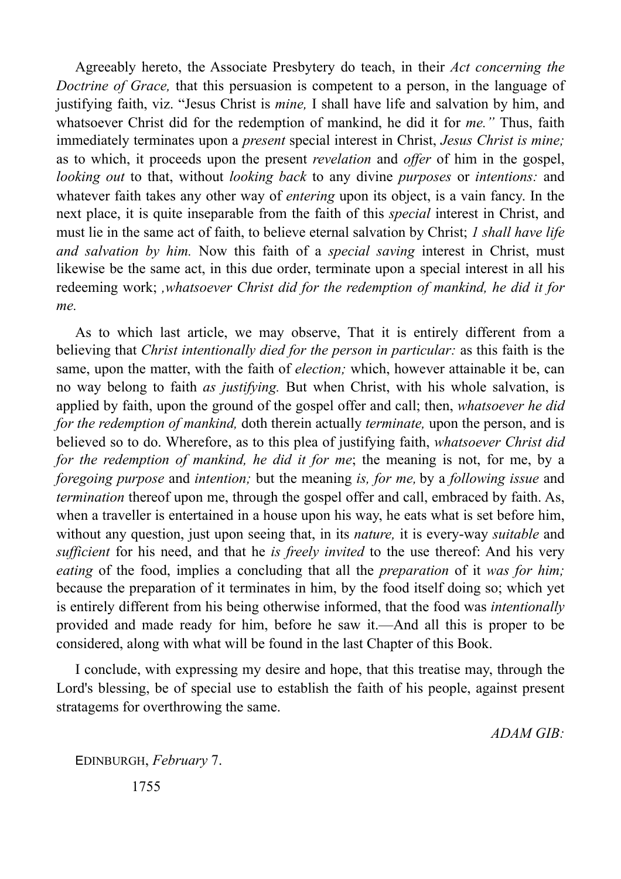Agreeably hereto, the Associate Presbytery do teach, in their *Act concerning the Doctrine of Grace,* that this persuasion is competent to a person, in the language of justifying faith, viz. "Jesus Christ is *mine,* I shall have life and salvation by him, and whatsoever Christ did for the redemption of mankind, he did it for *me."* Thus, faith immediately terminates upon a *present* special interest in Christ, *Jesus Christ is mine;* as to which, it proceeds upon the present *revelation* and *offer* of him in the gospel, *looking out* to that, without *looking back* to any divine *purposes* or *intentions:* and whatever faith takes any other way of *entering* upon its object, is a vain fancy. In the next place, it is quite inseparable from the faith of this *special* interest in Christ, and must lie in the same act of faith, to believe eternal salvation by Christ; *1 shall have life and salvation by him.* Now this faith of a *special saving* interest in Christ, must likewise be the same act, in this due order, terminate upon a special interest in all his redeeming work; *,whatsoever Christ did for the redemption of mankind, he did it for me.*

As to which last article, we may observe, That it is entirely different from a believing that *Christ intentionally died for the person in particular:* as this faith is the same, upon the matter, with the faith of *election;* which, however attainable it be, can no way belong to faith *as justifying.* But when Christ, with his whole salvation, is applied by faith, upon the ground of the gospel offer and call; then, *whatsoever he did for the redemption of mankind,* doth therein actually *terminate,* upon the person, and is believed so to do. Wherefore, as to this plea of justifying faith, *whatsoever Christ did for the redemption of mankind, he did it for me*; the meaning is not, for me, by a *foregoing purpose* and *intention;* but the meaning *is, for me,* by a *following issue* and *termination* thereof upon me, through the gospel offer and call, embraced by faith. As, when a traveller is entertained in a house upon his way, he eats what is set before him, without any question, just upon seeing that, in its *nature,* it is every-way *suitable* and *sufficient* for his need, and that he *is freely invited* to the use thereof: And his very *eating* of the food, implies a concluding that all the *preparation* of it *was for him;* because the preparation of it terminates in him, by the food itself doing so; which yet is entirely different from his being otherwise informed, that the food was *intentionally* provided and made ready for him, before he saw it.—And all this is proper to be considered, along with what will be found in the last Chapter of this Book.

I conclude, with expressing my desire and hope, that this treatise may, through the Lord's blessing, be of special use to establish the faith of his people, against present stratagems for overthrowing the same.

*ADAM GIB:*

EDINBURGH, *February* 7.

1755